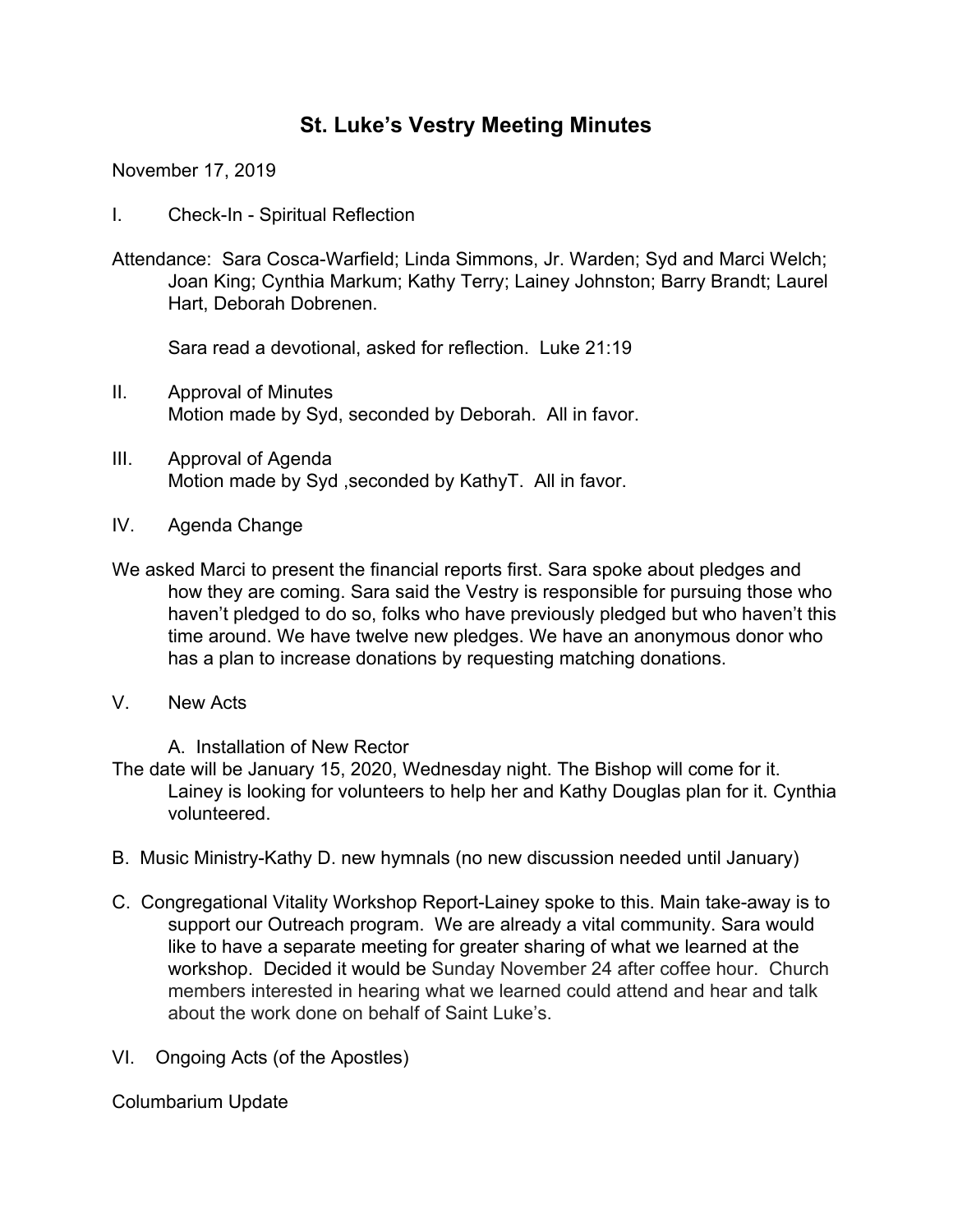# St. Luke's Vestry Meeting Minutes

November 17, 2019

I. Check-In - Spiritual Reflection

Attendance: Sara Cosca-Warfield; Linda Simmons, Jr. Warden; Syd and Marci Welch; Joan King; Cynthia Markum; Kathy Terry; Lainey Johnston; Barry Brandt; Laurel Hart, Deborah Dobrenen.

Sara read a devotional, asked for reflection. Luke 21:19

II. Approval of Minutes
Motion made by Syd, seconded by Deborah. All in favor.

III. Approval of Agenda
Motion made by Syd ,seconded by KathyT. All in favor.

IV. Agenda Change

We asked Marci to present the financial reports first. Sara spoke about pledges and how they are coming. Sara said the Vestry is responsible for pursuing those who haven't pledged to do so, folks who have previously pledged but who haven't this time around. We have twelve new pledges. We have an anonymous donor who has a plan to increase donations by requesting matching donations.

V. New Acts

A. Installation of New Rector

The date will be January 15, 2020, Wednesday night. The Bishop will come for it. Lainey is looking for volunteers to help her and Kathy Douglas plan for it. Cynthia volunteered.

B. Music Ministry-Kathy D. new hymnals (no new discussion needed until January)

C. Congregational Vitality Workshop Report-Lainey spoke to this. Main take-away is to support our Outreach program. We are already a vital community. Sara would like to have a separate meeting for greater sharing of what we learned at the workshop. Decided it would be Sunday November 24 after coffee hour. Church members interested in hearing what we learned could attend and hear and talk about the work done on behalf of Saint Luke's.

VI. Ongoing Acts (of the Apostles)

Columbarium Update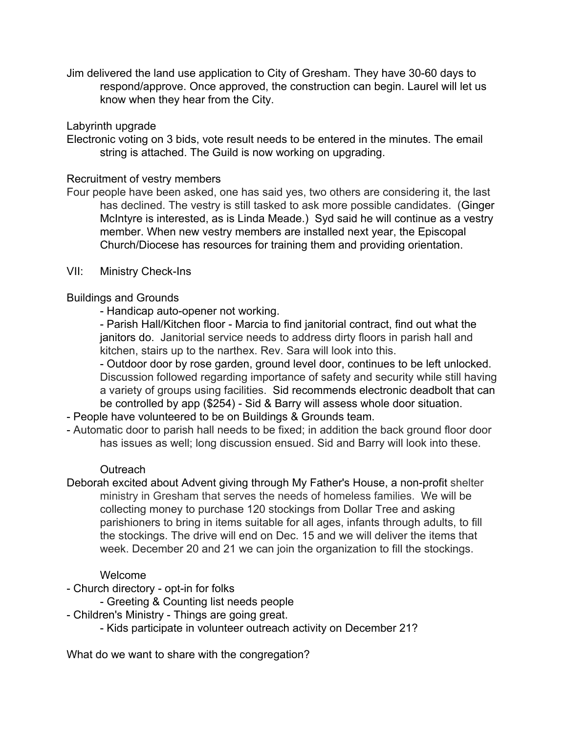Jim delivered the land use application to City of Gresham. They have 30-60 days to respond/approve. Once approved, the construction can begin. Laurel will let us know when they hear from the City.

Labyrinth upgrade

Electronic voting on 3 bids, vote result needs to be entered in the minutes. The email string is attached. The Guild is now working on upgrading.

Recruitment of vestry members

Four people have been asked, one has said yes, two others are considering it, the last has declined. The vestry is still tasked to ask more possible candidates. (Ginger McIntyre is interested, as is Linda Meade.) Syd said he will continue as a vestry member. When new vestry members are installed next year, the Episcopal Church/Diocese has resources for training them and providing orientation.

VII: Ministry Check-Ins

Buildings and Grounds

- Handicap auto-opener not working.
- Parish Hall/Kitchen floor - Marcia to find janitorial contract, find out what the janitors do. Janitorial service needs to address dirty floors in parish hall and kitchen, stairs up to the narthex. Rev. Sara will look into this.
- Outdoor door by rose garden, ground level door, continues to be left unlocked. Discussion followed regarding importance of safety and security while still having a variety of groups using facilities. Sid recommends electronic deadbolt that can be controlled by app ($254) - Sid & Barry will assess whole door situation.
- People have volunteered to be on Buildings & Grounds team.
- Automatic door to parish hall needs to be fixed; in addition the back ground floor door has issues as well; long discussion ensued. Sid and Barry will look into these.

Outreach

Deborah excited about Advent giving through My Father's House, a non-profit shelter ministry in Gresham that serves the needs of homeless families. We will be collecting money to purchase 120 stockings from Dollar Tree and asking parishioners to bring in items suitable for all ages, infants through adults, to fill the stockings. The drive will end on Dec. 15 and we will deliver the items that week. December 20 and 21 we can join the organization to fill the stockings.

Welcome

- Church directory - opt-in for folks
  - Greeting & Counting list needs people
- Children's Ministry - Things are going great.
  - Kids participate in volunteer outreach activity on December 21?

What do we want to share with the congregation?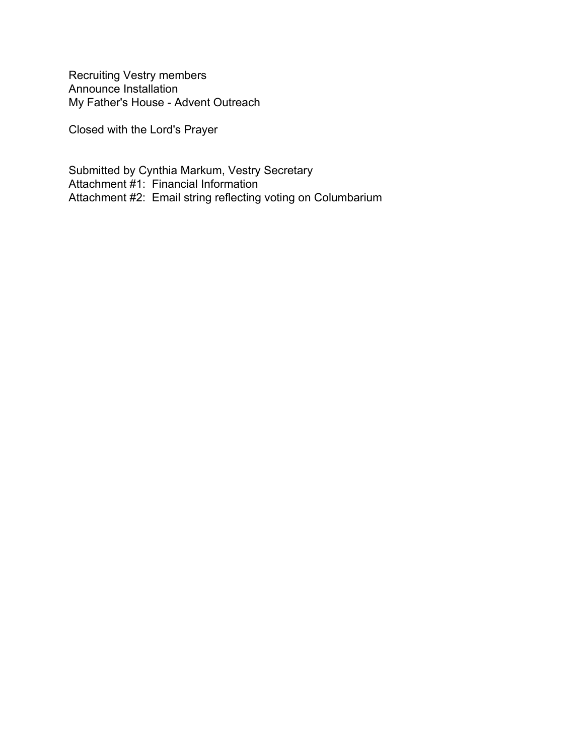Recruiting Vestry members
Announce Installation
My Father's House - Advent Outreach

Closed with the Lord's Prayer

Submitted by Cynthia Markum, Vestry Secretary
Attachment #1: Financial Information
Attachment #2: Email string reflecting voting on Columbarium